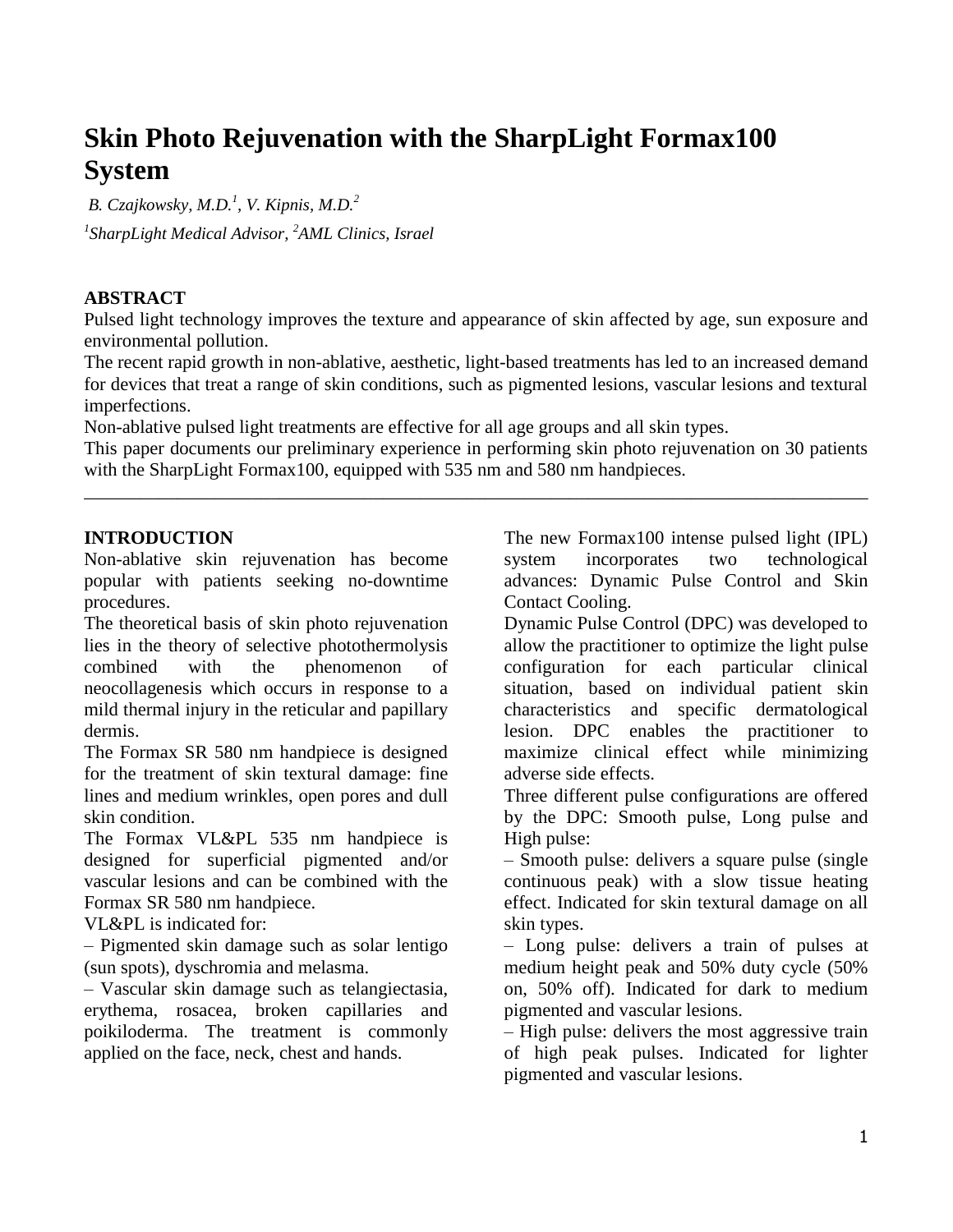# Skin Photo Rejuvenation with the SharpLight Formax100 System

*B. Czajkowsky, M.D.[1], V. Kipnis, M.D.[2]*

*[1]SharpLight Medical Advisor, [2]AML Clinics, Israel*

**ABSTRACT**

Pulsed light technology improves the texture and appearance of skin affected by age, sun exposure and environmental pollution.

The recent rapid growth in non-ablative, aesthetic, light-based treatments has led to an increased demand for devices that treat a range of skin conditions, such as pigmented lesions, vascular lesions and textural imperfections.

Non-ablative pulsed light treatments are effective for all age groups and all skin types.

This paper documents our preliminary experience in performing skin photo rejuvenation on 30 patients with the SharpLight Formax100, equipped with 535 nm and 580 nm handpieces.

---

**INTRODUCTION**

Non-ablative skin rejuvenation has become popular with patients seeking no-downtime procedures.

The theoretical basis of skin photo rejuvenation lies in the theory of selective photothermolysis combined with the phenomenon of neocollagenesis which occurs in response to a mild thermal injury in the reticular and papillary dermis.

The Formax SR 580 nm handpiece is designed for the treatment of skin textural damage: fine lines and medium wrinkles, open pores and dull skin condition.

The Formax VL&PL 535 nm handpiece is designed for superficial pigmented and/or vascular lesions and can be combined with the Formax SR 580 nm handpiece.

VL&PL is indicated for:

– Pigmented skin damage such as solar lentigo (sun spots), dyschromia and melasma.

– Vascular skin damage such as telangiectasia, erythema, rosacea, broken capillaries and poikiloderma. The treatment is commonly applied on the face, neck, chest and hands.

The new Formax100 intense pulsed light (IPL) system incorporates two technological advances: Dynamic Pulse Control and Skin Contact Cooling.

Dynamic Pulse Control (DPC) was developed to allow the practitioner to optimize the light pulse configuration for each particular clinical situation, based on individual patient skin characteristics and specific dermatological lesion. DPC enables the practitioner to maximize clinical effect while minimizing adverse side effects.

Three different pulse configurations are offered by the DPC: Smooth pulse, Long pulse and High pulse:

– Smooth pulse: delivers a square pulse (single continuous peak) with a slow tissue heating effect. Indicated for skin textural damage on all skin types.

– Long pulse: delivers a train of pulses at medium height peak and 50% duty cycle (50% on, 50% off). Indicated for dark to medium pigmented and vascular lesions.

– High pulse: delivers the most aggressive train of high peak pulses. Indicated for lighter pigmented and vascular lesions.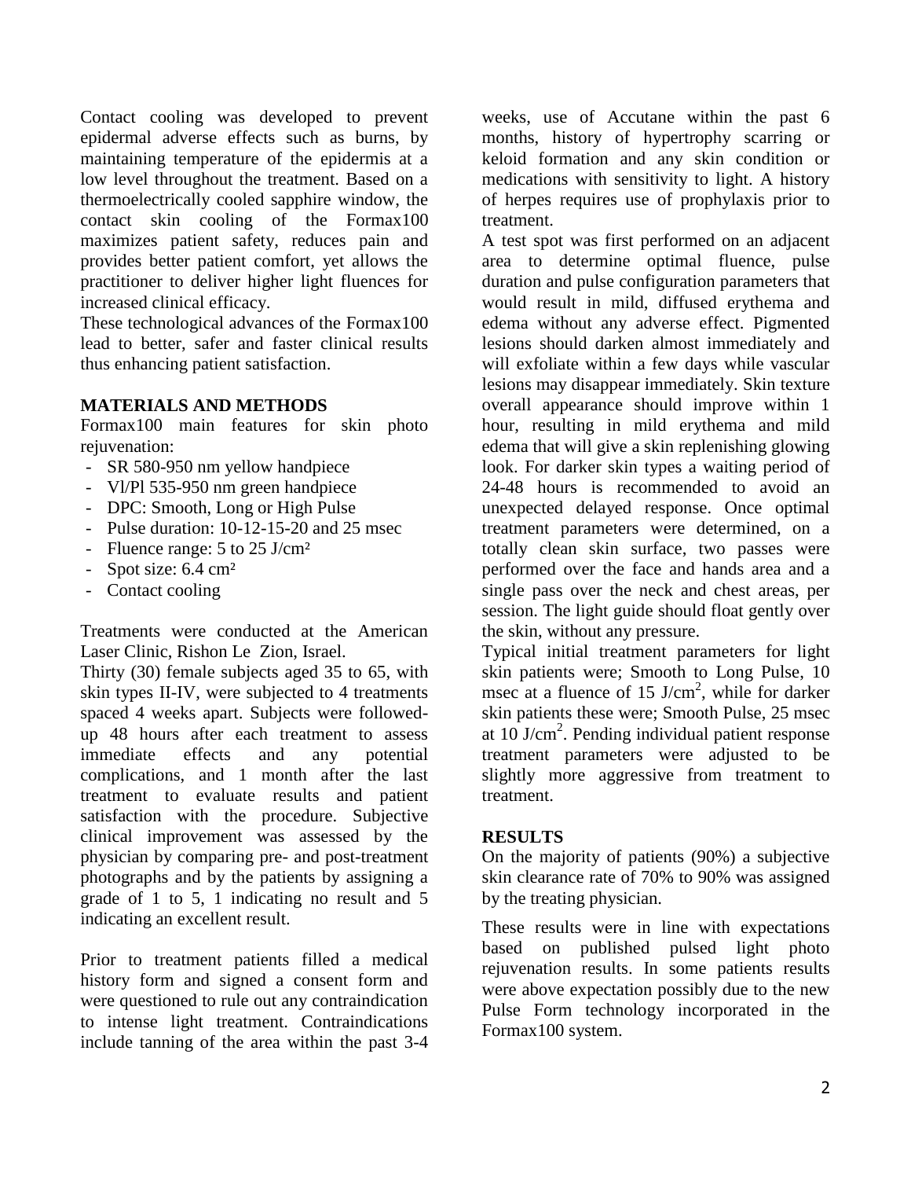Contact cooling was developed to prevent epidermal adverse effects such as burns, by maintaining temperature of the epidermis at a low level throughout the treatment. Based on a thermoelectrically cooled sapphire window, the contact skin cooling of the Formax100 maximizes patient safety, reduces pain and provides better patient comfort, yet allows the practitioner to deliver higher light fluences for increased clinical efficacy.

These technological advances of the Formax100 lead to better, safer and faster clinical results thus enhancing patient satisfaction.

## MATERIALS AND METHODS

Formax100 main features for skin photo rejuvenation:

- SR 580-950 nm yellow handpiece
- Vl/Pl 535-950 nm green handpiece
- DPC: Smooth, Long or High Pulse
- Pulse duration: 10-12-15-20 and 25 msec
- Fluence range: 5 to 25 J/cm²
- Spot size: 6.4 cm²
- Contact cooling

Treatments were conducted at the American Laser Clinic, Rishon Le Zion, Israel.

Thirty (30) female subjects aged 35 to 65, with skin types II-IV, were subjected to 4 treatments spaced 4 weeks apart. Subjects were followed-up 48 hours after each treatment to assess immediate effects and any potential complications, and 1 month after the last treatment to evaluate results and patient satisfaction with the procedure. Subjective clinical improvement was assessed by the physician by comparing pre- and post-treatment photographs and by the patients by assigning a grade of 1 to 5, 1 indicating no result and 5 indicating an excellent result.

Prior to treatment patients filled a medical history form and signed a consent form and were questioned to rule out any contraindication to intense light treatment. Contraindications include tanning of the area within the past 3-4 weeks, use of Accutane within the past 6 months, history of hypertrophy scarring or keloid formation and any skin condition or medications with sensitivity to light. A history of herpes requires use of prophylaxis prior to treatment.

A test spot was first performed on an adjacent area to determine optimal fluence, pulse duration and pulse configuration parameters that would result in mild, diffused erythema and edema without any adverse effect. Pigmented lesions should darken almost immediately and will exfoliate within a few days while vascular lesions may disappear immediately. Skin texture overall appearance should improve within 1 hour, resulting in mild erythema and mild edema that will give a skin replenishing glowing look. For darker skin types a waiting period of 24-48 hours is recommended to avoid an unexpected delayed response. Once optimal treatment parameters were determined, on a totally clean skin surface, two passes were performed over the face and hands area and a single pass over the neck and chest areas, per session. The light guide should float gently over the skin, without any pressure.

Typical initial treatment parameters for light skin patients were; Smooth to Long Pulse, 10 msec at a fluence of 15 J/cm$^2$, while for darker skin patients these were; Smooth Pulse, 25 msec at 10 J/cm$^2$. Pending individual patient response treatment parameters were adjusted to be slightly more aggressive from treatment to treatment.

## RESULTS

On the majority of patients (90%) a subjective skin clearance rate of 70% to 90% was assigned by the treating physician.

These results were in line with expectations based on published pulsed light photo rejuvenation results. In some patients results were above expectation possibly due to the new Pulse Form technology incorporated in the Formax100 system.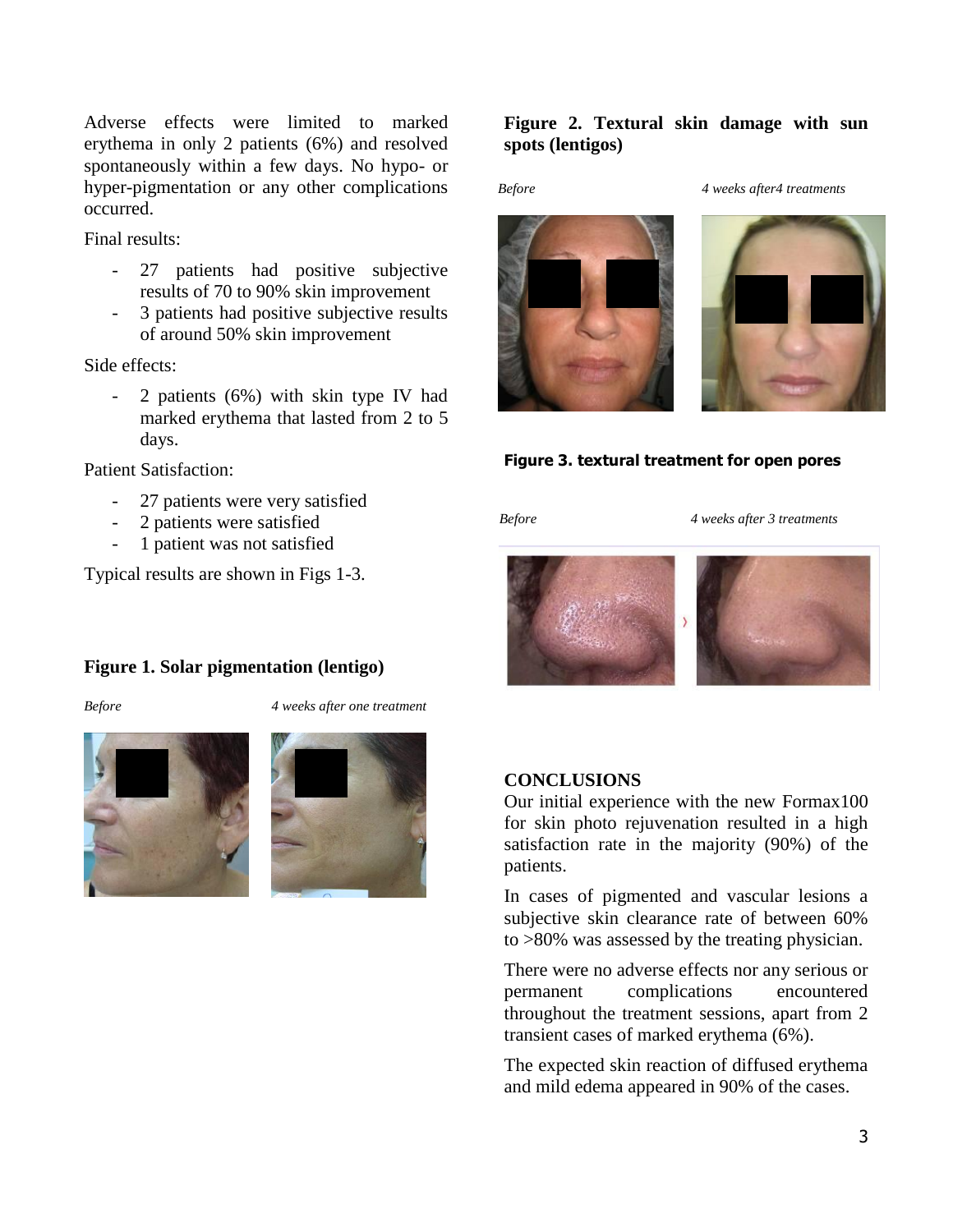Adverse effects were limited to marked erythema in only 2 patients (6%) and resolved spontaneously within a few days. No hypo- or hyper-pigmentation or any other complications occurred.

Final results:

- 27 patients had positive subjective results of 70 to 90% skin improvement
- 3 patients had positive subjective results of around 50% skin improvement

Side effects:

- 2 patients (6%) with skin type IV had marked erythema that lasted from 2 to 5 days.

Patient Satisfaction:

- 27 patients were very satisfied
- 2 patients were satisfied
- 1 patient was not satisfied

Typical results are shown in Figs 1-3.

**Figure 1. Solar pigmentation (lentigo)**

*Before* *4 weeks after one treatment*

**Figure 2. Textural skin damage with sun spots (lentigos)**

*Before* *4 weeks after4 treatments*

**Figure 3. textural treatment for open pores**

*Before* *4 weeks after 3 treatments*

**CONCLUSIONS**

Our initial experience with the new Formax100 for skin photo rejuvenation resulted in a high satisfaction rate in the majority (90%) of the patients.

In cases of pigmented and vascular lesions a subjective skin clearance rate of between 60% to >80% was assessed by the treating physician.

There were no adverse effects nor any serious or permanent complications encountered throughout the treatment sessions, apart from 2 transient cases of marked erythema (6%).

The expected skin reaction of diffused erythema and mild edema appeared in 90% of the cases.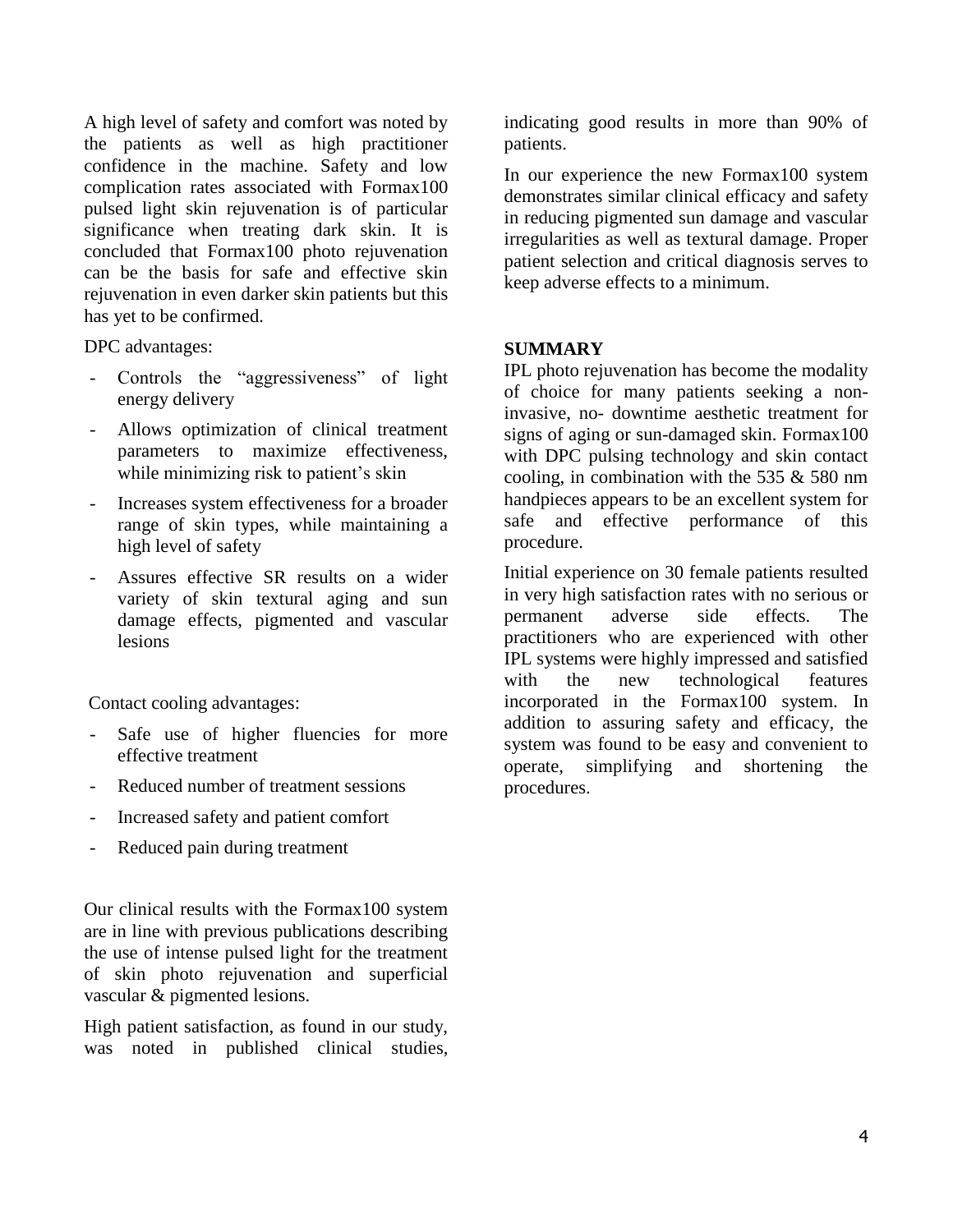A high level of safety and comfort was noted by the patients as well as high practitioner confidence in the machine. Safety and low complication rates associated with Formax100 pulsed light skin rejuvenation is of particular significance when treating dark skin. It is concluded that Formax100 photo rejuvenation can be the basis for safe and effective skin rejuvenation in even darker skin patients but this has yet to be confirmed.

DPC advantages:

- Controls the "aggressiveness" of light energy delivery
- Allows optimization of clinical treatment parameters to maximize effectiveness, while minimizing risk to patient's skin
- Increases system effectiveness for a broader range of skin types, while maintaining a high level of safety
- Assures effective SR results on a wider variety of skin textural aging and sun damage effects, pigmented and vascular lesions

Contact cooling advantages:

- Safe use of higher fluencies for more effective treatment
- Reduced number of treatment sessions
- Increased safety and patient comfort
- Reduced pain during treatment

Our clinical results with the Formax100 system are in line with previous publications describing the use of intense pulsed light for the treatment of skin photo rejuvenation and superficial vascular & pigmented lesions.

High patient satisfaction, as found in our study, was noted in published clinical studies, indicating good results in more than 90% of patients.

In our experience the new Formax100 system demonstrates similar clinical efficacy and safety in reducing pigmented sun damage and vascular irregularities as well as textural damage. Proper patient selection and critical diagnosis serves to keep adverse effects to a minimum.

## SUMMARY

IPL photo rejuvenation has become the modality of choice for many patients seeking a non-invasive, no- downtime aesthetic treatment for signs of aging or sun-damaged skin. Formax100 with DPC pulsing technology and skin contact cooling, in combination with the 535 & 580 nm handpieces appears to be an excellent system for safe and effective performance of this procedure.

Initial experience on 30 female patients resulted in very high satisfaction rates with no serious or permanent adverse side effects. The practitioners who are experienced with other IPL systems were highly impressed and satisfied with the new technological features incorporated in the Formax100 system. In addition to assuring safety and efficacy, the system was found to be easy and convenient to operate, simplifying and shortening the procedures.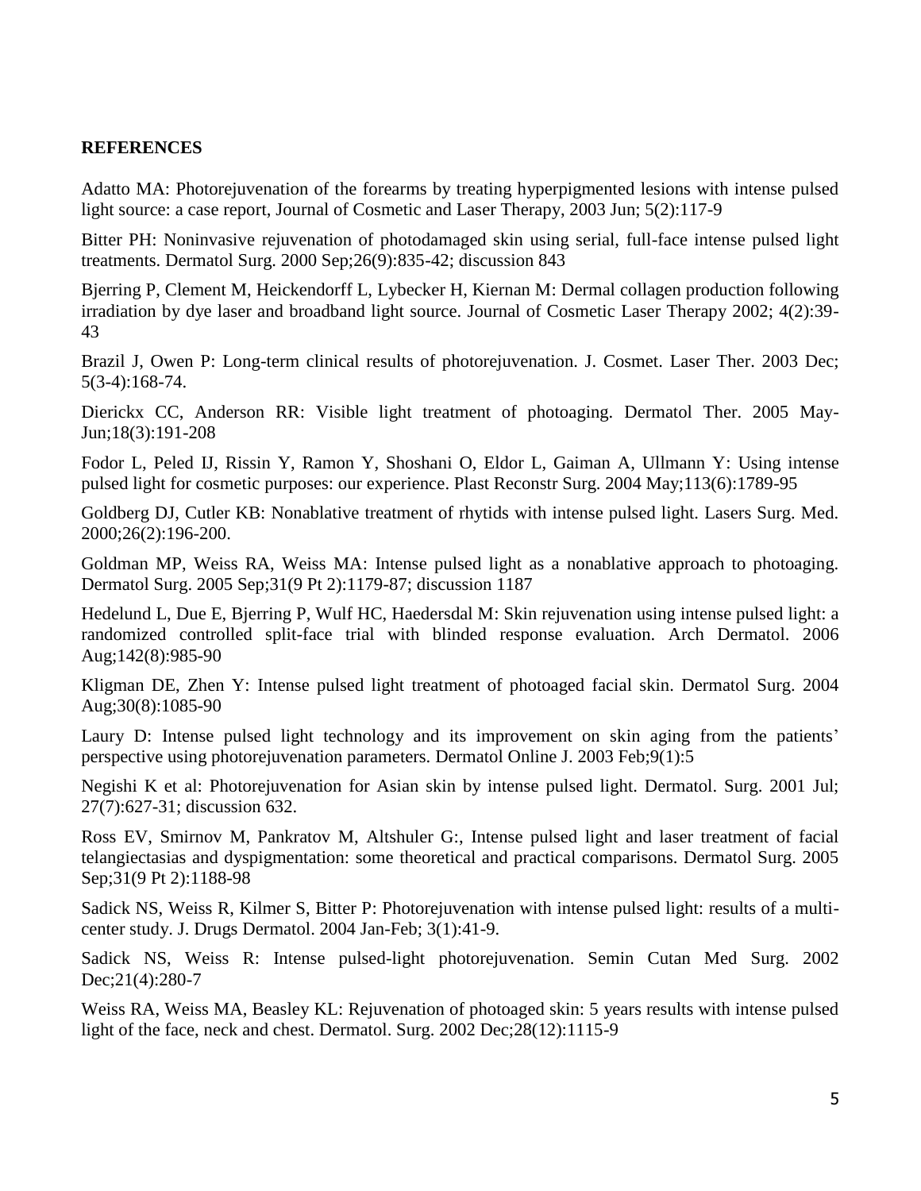**REFERENCES**

Adatto MA: Photorejuvenation of the forearms by treating hyperpigmented lesions with intense pulsed light source: a case report, Journal of Cosmetic and Laser Therapy, 2003 Jun; 5(2):117-9

Bitter PH: Noninvasive rejuvenation of photodamaged skin using serial, full-face intense pulsed light treatments. Dermatol Surg. 2000 Sep;26(9):835-42; discussion 843

Bjerring P, Clement M, Heickendorff L, Lybecker H, Kiernan M: Dermal collagen production following irradiation by dye laser and broadband light source. Journal of Cosmetic Laser Therapy 2002; 4(2):39-43

Brazil J, Owen P: Long-term clinical results of photorejuvenation. J. Cosmet. Laser Ther. 2003 Dec; 5(3-4):168-74.

Dierickx CC, Anderson RR: Visible light treatment of photoaging. Dermatol Ther. 2005 May-Jun;18(3):191-208

Fodor L, Peled IJ, Rissin Y, Ramon Y, Shoshani O, Eldor L, Gaiman A, Ullmann Y: Using intense pulsed light for cosmetic purposes: our experience. Plast Reconstr Surg. 2004 May;113(6):1789-95

Goldberg DJ, Cutler KB: Nonablative treatment of rhytids with intense pulsed light. Lasers Surg. Med. 2000;26(2):196-200.

Goldman MP, Weiss RA, Weiss MA: Intense pulsed light as a nonablative approach to photoaging. Dermatol Surg. 2005 Sep;31(9 Pt 2):1179-87; discussion 1187

Hedelund L, Due E, Bjerring P, Wulf HC, Haedersdal M: Skin rejuvenation using intense pulsed light: a randomized controlled split-face trial with blinded response evaluation. Arch Dermatol. 2006 Aug;142(8):985-90

Kligman DE, Zhen Y: Intense pulsed light treatment of photoaged facial skin. Dermatol Surg. 2004 Aug;30(8):1085-90

Laury D: Intense pulsed light technology and its improvement on skin aging from the patients' perspective using photorejuvenation parameters. Dermatol Online J. 2003 Feb;9(1):5

Negishi K et al: Photorejuvenation for Asian skin by intense pulsed light. Dermatol. Surg. 2001 Jul; 27(7):627-31; discussion 632.

Ross EV, Smirnov M, Pankratov M, Altshuler G:, Intense pulsed light and laser treatment of facial telangiectasias and dyspigmentation: some theoretical and practical comparisons. Dermatol Surg. 2005 Sep;31(9 Pt 2):1188-98

Sadick NS, Weiss R, Kilmer S, Bitter P: Photorejuvenation with intense pulsed light: results of a multi-center study. J. Drugs Dermatol. 2004 Jan-Feb; 3(1):41-9.

Sadick NS, Weiss R: Intense pulsed-light photorejuvenation. Semin Cutan Med Surg. 2002 Dec;21(4):280-7

Weiss RA, Weiss MA, Beasley KL: Rejuvenation of photoaged skin: 5 years results with intense pulsed light of the face, neck and chest. Dermatol. Surg. 2002 Dec;28(12):1115-9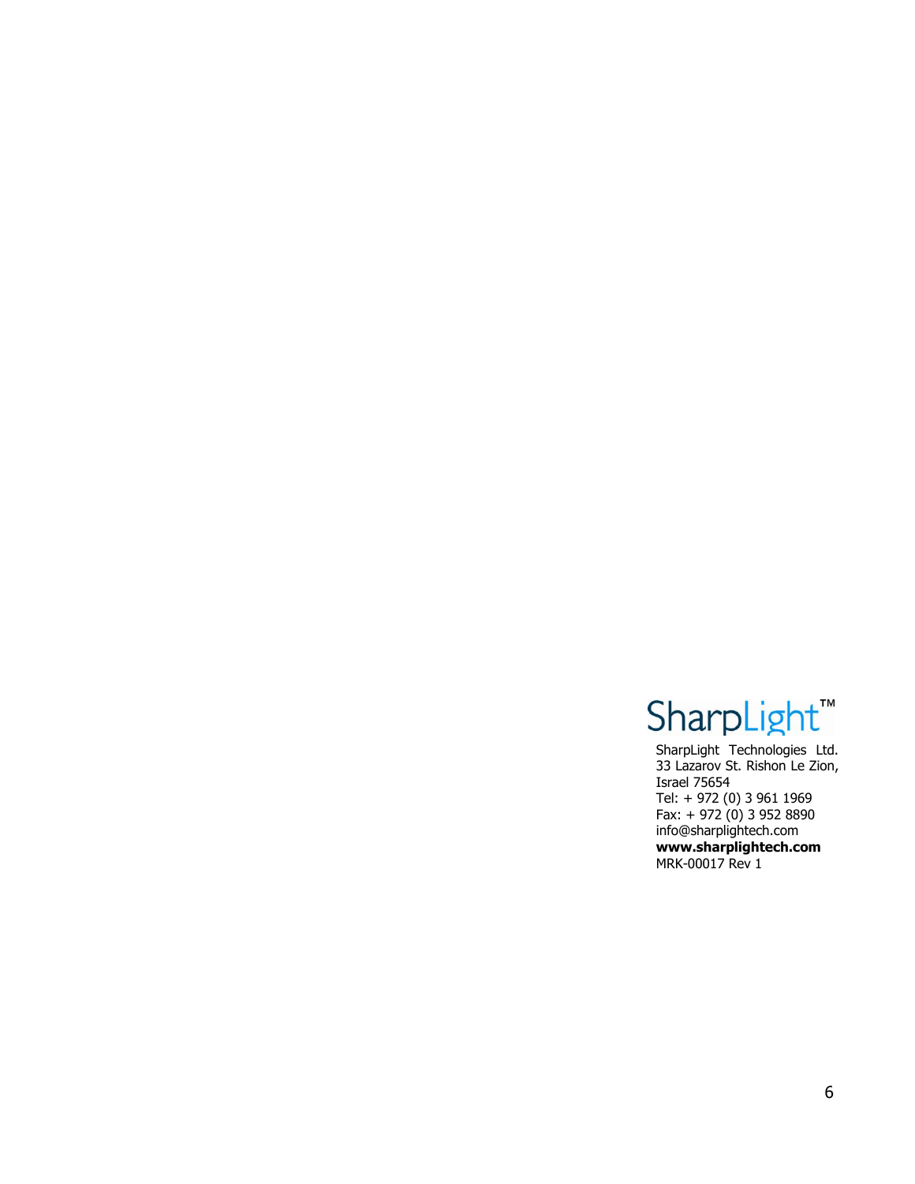SharpLight™

SharpLight Technologies Ltd.
33 Lazarov St. Rishon Le Zion,
Israel 75654
Tel: + 972 (0) 3 961 1969
Fax: + 972 (0) 3 952 8890
info@sharplightech.com
**www.sharplightech.com**
MRK-00017 Rev 1